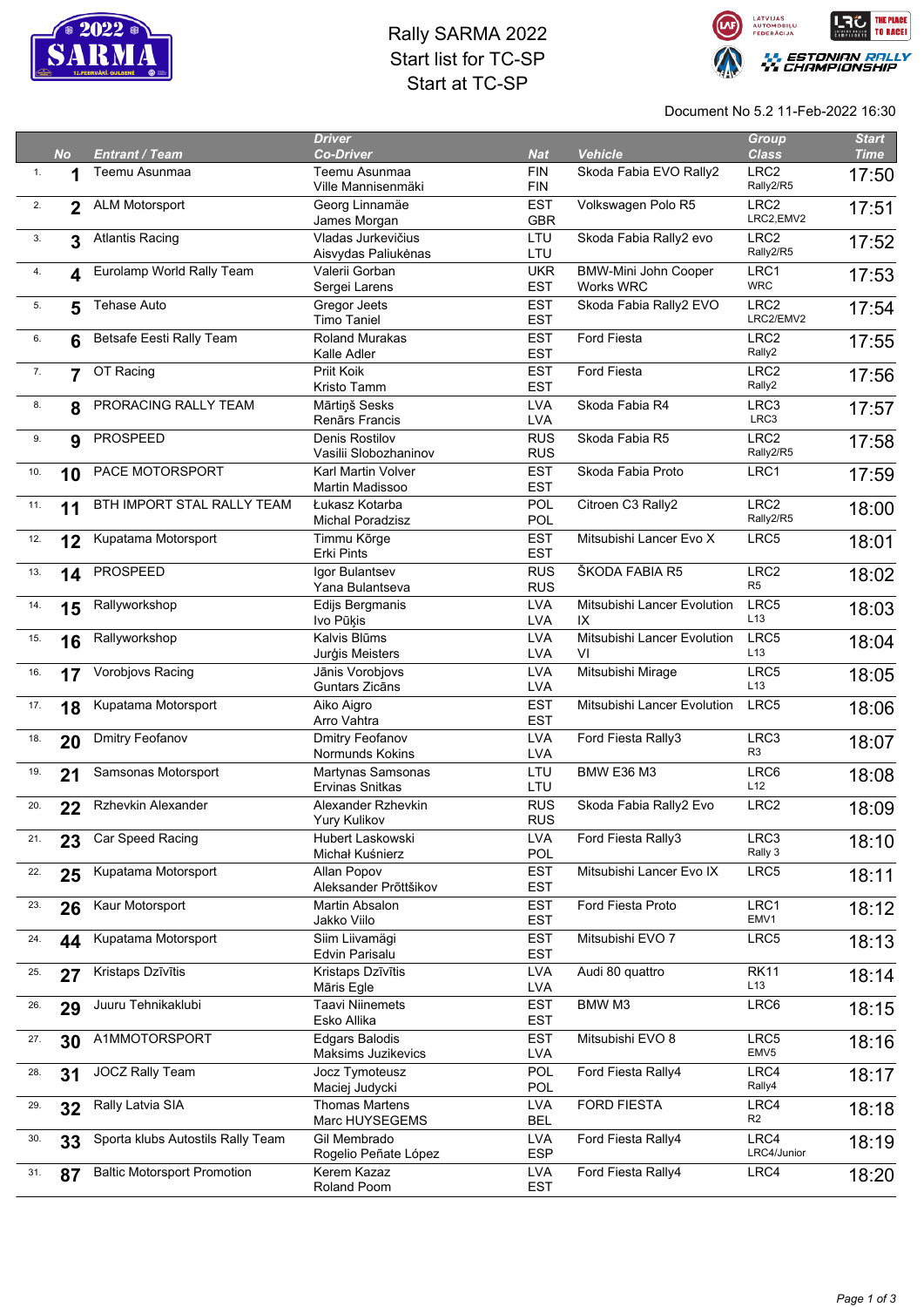# Rally SARMA 2022

## Start list for TC-SP

## Start at TC-SP

Document No 5.2 11-Feb-2022 16:30

| | No | Entrant / Team | Driver / Co-Driver | Nat | Vehicle | Group / Class | Start Time |
|---|---|---|---|---|---|---|---|
| 1. | 1 | Teemu Asunmaa | Teemu Asunmaa / Ville Mannisenmäki | FIN / FIN | Skoda Fabia EVO Rally2 | LRC2 / Rally2/R5 | 17:50 |
| 2. | 2 | ALM Motorsport | Georg Linnamäe / James Morgan | EST / GBR | Volkswagen Polo R5 | LRC2 / LRC2,EMV2 | 17:51 |
| 3. | 3 | Atlantis Racing | Vladas Jurkevičius / Aisvydas Paliukėnas | LTU / LTU | Skoda Fabia Rally2 evo | LRC2 / Rally2/R5 | 17:52 |
| 4. | 4 | Eurolamp World Rally Team | Valerii Gorban / Sergei Larens | UKR / EST | BMW-Mini John Cooper Works WRC | LRC1 / WRC | 17:53 |
| 5. | 5 | Tehase Auto | Gregor Jeets / Timo Taniel | EST / EST | Skoda Fabia Rally2 EVO | LRC2 / LRC2/EMV2 | 17:54 |
| 6. | 6 | Betsafe Eesti Rally Team | Roland Murakas / Kalle Adler | EST / EST | Ford Fiesta | LRC2 / Rally2 | 17:55 |
| 7. | 7 | OT Racing | Priit Koik / Kristo Tamm | EST / EST | Ford Fiesta | LRC2 / Rally2 | 17:56 |
| 8. | 8 | PRORACING RALLY TEAM | Mārtiņš Sesks / Renārs Francis | LVA / LVA | Skoda Fabia R4 | LRC3 / LRC3 | 17:57 |
| 9. | 9 | PROSPEED | Denis Rostilov / Vasilii Slobozhaninov | RUS / RUS | Skoda Fabia R5 | LRC2 / Rally2/R5 | 17:58 |
| 10. | 10 | PACE MOTORSPORT | Karl Martin Volver / Martin Madissoo | EST / EST | Skoda Fabia Proto | LRC1 | 17:59 |
| 11. | 11 | BTH IMPORT STAL RALLY TEAM | Łukasz Kotarba / Michal Poradzisz | POL / POL | Citroen C3 Rally2 | LRC2 / Rally2/R5 | 18:00 |
| 12. | 12 | Kupatama Motorsport | Timmu Kõrge / Erki Pints | EST / EST | Mitsubishi Lancer Evo X | LRC5 | 18:01 |
| 13. | 14 | PROSPEED | Igor Bulantsev / Yana Bulantseva | RUS / RUS | ŠKODA FABIA R5 | LRC2 / R5 | 18:02 |
| 14. | 15 | Rallyworkshop | Edijs Bergmanis / Ivo Pūķis | LVA / LVA | Mitsubishi Lancer Evolution IX | LRC5 / L13 | 18:03 |
| 15. | 16 | Rallyworkshop | Kalvis Blūms / Jurģis Meisters | LVA / LVA | Mitsubishi Lancer Evolution VI | LRC5 / L13 | 18:04 |
| 16. | 17 | Vorobjovs Racing | Jānis Vorobjovs / Guntars Zicāns | LVA / LVA | Mitsubishi Mirage | LRC5 / L13 | 18:05 |
| 17. | 18 | Kupatama Motorsport | Aiko Aigro / Arro Vahtra | EST / EST | Mitsubishi Lancer Evolution | LRC5 | 18:06 |
| 18. | 20 | Dmitry Feofanov | Dmitry Feofanov / Normunds Kokins | LVA / LVA | Ford Fiesta Rally3 | LRC3 / R3 | 18:07 |
| 19. | 21 | Samsonas Motorsport | Martynas Samsonas / Ervinas Snitkas | LTU / LTU | BMW E36 M3 | LRC6 / L12 | 18:08 |
| 20. | 22 | Rzhevkin Alexander | Alexander Rzhevkin / Yury Kulikov | RUS / RUS | Skoda Fabia Rally2 Evo | LRC2 | 18:09 |
| 21. | 23 | Car Speed Racing | Hubert Laskowski / Michał Kuśnierz | LVA / POL | Ford Fiesta Rally3 | LRC3 / Rally 3 | 18:10 |
| 22. | 25 | Kupatama Motorsport | Allan Popov / Aleksander Prõttšikov | EST / EST | Mitsubishi Lancer Evo IX | LRC5 | 18:11 |
| 23. | 26 | Kaur Motorsport | Martin Absalon / Jakko Viilo | EST / EST | Ford Fiesta Proto | LRC1 / EMV1 | 18:12 |
| 24. | 44 | Kupatama Motorsport | Siim Liivamägi / Edvin Parisalu | EST / EST | Mitsubishi EVO 7 | LRC5 | 18:13 |
| 25. | 27 | Kristaps Dzīvītis | Kristaps Dzīvītis / Māris Egle | LVA / LVA | Audi 80 quattro | RK11 / L13 | 18:14 |
| 26. | 29 | Juuru Tehnikaklubi | Taavi Niinemets / Esko Allika | EST / EST | BMW M3 | LRC6 | 18:15 |
| 27. | 30 | A1MMOTORSPORT | Edgars Balodis / Maksims Juzikevics | EST / LVA | Mitsubishi EVO 8 | LRC5 / EMV5 | 18:16 |
| 28. | 31 | JOCZ Rally Team | Jocz Tymoteusz / Maciej Judycki | POL / POL | Ford Fiesta Rally4 | LRC4 / Rally4 | 18:17 |
| 29. | 32 | Rally Latvia SIA | Thomas Martens / Marc HUYSEGEMS | LVA / BEL | FORD FIESTA | LRC4 / R2 | 18:18 |
| 30. | 33 | Sporta klubs Autostils Rally Team | Gil Membrado / Rogelio Peñate López | LVA / ESP | Ford Fiesta Rally4 | LRC4 / LRC4/Junior | 18:19 |
| 31. | 87 | Baltic Motorsport Promotion | Kerem Kazaz / Roland Poom | LVA / EST | Ford Fiesta Rally4 | LRC4 | 18:20 |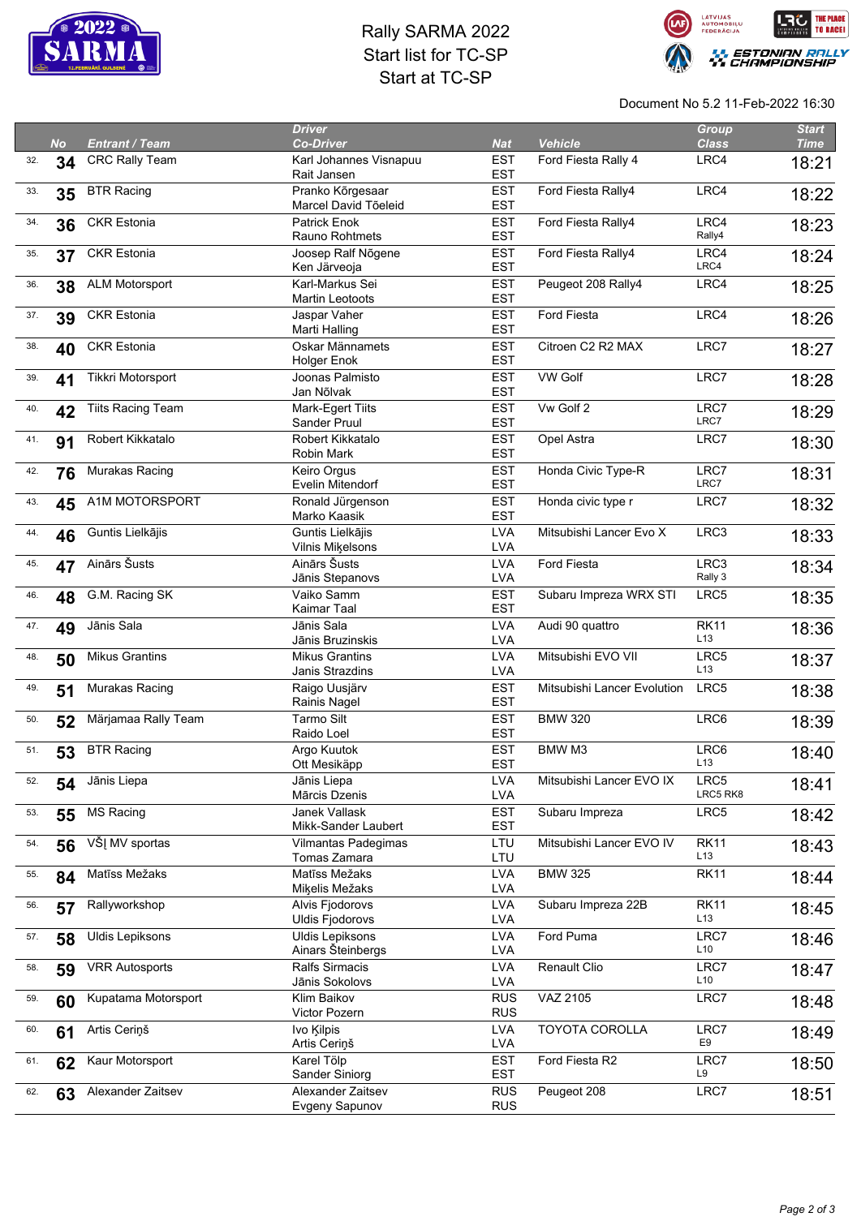# Rally SARMA 2022
## Start list for TC-SP
## Start at TC-SP

Document No 5.2 11-Feb-2022 16:30

| | No | Entrant / Team | Driver / Co-Driver | Nat | Vehicle | Group / Class | Start Time |
|---|---|---|---|---|---|---|---|
| 32. | **34** | CRC Rally Team | Karl Johannes Visnapuu<br>Rait Jansen | EST<br>EST | Ford Fiesta Rally 4 | LRC4 | 18:21 |
| 33. | **35** | BTR Racing | Pranko Kõrgesaar<br>Marcel David Tõeleid | EST<br>EST | Ford Fiesta Rally4 | LRC4 | 18:22 |
| 34. | **36** | CKR Estonia | Patrick Enok<br>Rauno Rohtmets | EST<br>EST | Ford Fiesta Rally4 | LRC4<br>Rally4 | 18:23 |
| 35. | **37** | CKR Estonia | Joosep Ralf Nõgene<br>Ken Järveoja | EST<br>EST | Ford Fiesta Rally4 | LRC4<br>LRC4 | 18:24 |
| 36. | **38** | ALM Motorsport | Karl-Markus Sei<br>Martin Leotoots | EST<br>EST | Peugeot 208 Rally4 | LRC4 | 18:25 |
| 37. | **39** | CKR Estonia | Jaspar Vaher<br>Marti Halling | EST<br>EST | Ford Fiesta | LRC4 | 18:26 |
| 38. | **40** | CKR Estonia | Oskar Männamets<br>Holger Enok | EST<br>EST | Citroen C2 R2 MAX | LRC7 | 18:27 |
| 39. | **41** | Tikkri Motorsport | Joonas Palmisto<br>Jan Nõlvak | EST<br>EST | VW Golf | LRC7 | 18:28 |
| 40. | **42** | Tiits Racing Team | Mark-Egert Tiits<br>Sander Pruul | EST<br>EST | Vw Golf 2 | LRC7<br>LRC7 | 18:29 |
| 41. | **91** | Robert Kikkatalo | Robert Kikkatalo<br>Robin Mark | EST<br>EST | Opel Astra | LRC7 | 18:30 |
| 42. | **76** | Murakas Racing | Keiro Orgus<br>Evelin Mitendorf | EST<br>EST | Honda Civic Type-R | LRC7<br>LRC7 | 18:31 |
| 43. | **45** | A1M MOTORSPORT | Ronald Jürgenson<br>Marko Kaasik | EST<br>EST | Honda civic type r | LRC7 | 18:32 |
| 44. | **46** | Guntis Lielkājis | Guntis Lielkājis<br>Vilnis Miķelsons | LVA<br>LVA | Mitsubishi Lancer Evo X | LRC3 | 18:33 |
| 45. | **47** | Ainārs Šusts | Ainārs Šusts<br>Jānis Stepanovs | LVA<br>LVA | Ford Fiesta | LRC3<br>Rally 3 | 18:34 |
| 46. | **48** | G.M. Racing SK | Vaiko Samm<br>Kaimar Taal | EST<br>EST | Subaru Impreza WRX STI | LRC5 | 18:35 |
| 47. | **49** | Jānis Sala | Jānis Sala<br>Jānis Bruzinskis | LVA<br>LVA | Audi 90 quattro | RK11<br>L13 | 18:36 |
| 48. | **50** | Mikus Grantins | Mikus Grantins<br>Janis Strazdins | LVA<br>LVA | Mitsubishi EVO VII | LRC5<br>L13 | 18:37 |
| 49. | **51** | Murakas Racing | Raigo Uusjärv<br>Rainis Nagel | EST<br>EST | Mitsubishi Lancer Evolution | LRC5 | 18:38 |
| 50. | **52** | Märjamaa Rally Team | Tarmo Silt<br>Raido Loel | EST<br>EST | BMW 320 | LRC6 | 18:39 |
| 51. | **53** | BTR Racing | Argo Kuutok<br>Ott Mesikäpp | EST<br>EST | BMW M3 | LRC6<br>L13 | 18:40 |
| 52. | **54** | Jānis Liepa | Jānis Liepa<br>Mārcis Dzenis | LVA<br>LVA | Mitsubishi Lancer EVO IX | LRC5<br>LRC5 RK8 | 18:41 |
| 53. | **55** | MS Racing | Janek Vallask<br>Mikk-Sander Laubert | EST<br>EST | Subaru Impreza | LRC5 | 18:42 |
| 54. | **56** | VŠĮ MV sportas | Vilmantas Padegimas<br>Tomas Zamara | LTU<br>LTU | Mitsubishi Lancer EVO IV | RK11<br>L13 | 18:43 |
| 55. | **84** | Matīss Mežaks | Matīss Mežaks<br>Miķelis Mežaks | LVA<br>LVA | BMW 325 | RK11 | 18:44 |
| 56. | **57** | Rallyworkshop | Alvis Fjodorovs<br>Uldis Fjodorovs | LVA<br>LVA | Subaru Impreza 22B | RK11<br>L13 | 18:45 |
| 57. | **58** | Uldis Lepiksons | Uldis Lepiksons<br>Ainars Šteinbergs | LVA<br>LVA | Ford Puma | LRC7<br>L10 | 18:46 |
| 58. | **59** | VRR Autosports | Ralfs Sirmacis<br>Jānis Sokolovs | LVA<br>LVA | Renault Clio | LRC7<br>L10 | 18:47 |
| 59. | **60** | Kupatama Motorsport | Klim Baikov<br>Victor Pozern | RUS<br>RUS | VAZ 2105 | LRC7 | 18:48 |
| 60. | **61** | Artis Ceriņš | Ivo Ķilpis<br>Artis Ceriņš | LVA<br>LVA | TOYOTA COROLLA | LRC7<br>E9 | 18:49 |
| 61. | **62** | Kaur Motorsport | Karel Tölp<br>Sander Siniorg | EST<br>EST | Ford Fiesta R2 | LRC7<br>L9 | 18:50 |
| 62. | **63** | Alexander Zaitsev | Alexander Zaitsev<br>Evgeny Sapunov | RUS<br>RUS | Peugeot 208 | LRC7 | 18:51 |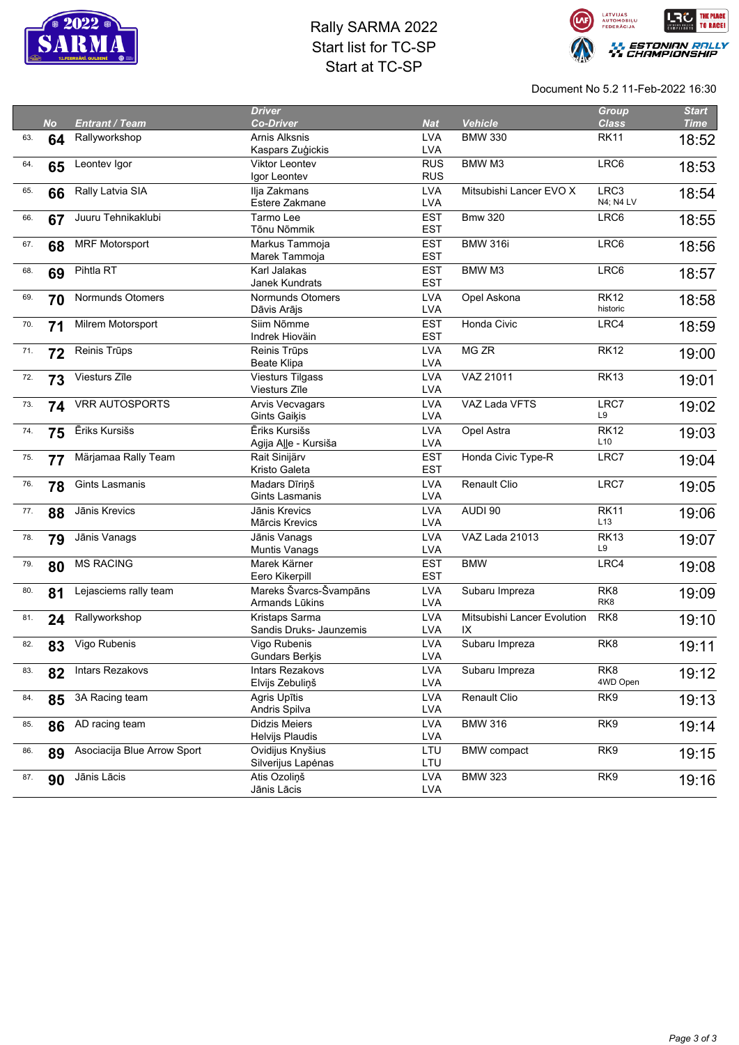# Rally SARMA 2022
## Start list for TC-SP
## Start at TC-SP

Document No 5.2 11-Feb-2022 16:30

| | No | Entrant / Team | Driver / Co-Driver | Nat | Vehicle | Group / Class | Start Time |
|---|---|---|---|---|---|---|---|
| 63. | 64 | Rallyworkshop | Arnis Alksnis<br>Kaspars Zuģickis | LVA<br>LVA | BMW 330 | RK11 | 18:52 |
| 64. | 65 | Leontev Igor | Viktor Leontev<br>Igor Leontev | RUS<br>RUS | BMW M3 | LRC6 | 18:53 |
| 65. | 66 | Rally Latvia SIA | Ilja Zakmans<br>Estere Zakmane | LVA<br>LVA | Mitsubishi Lancer EVO X | LRC3<br>N4; N4 LV | 18:54 |
| 66. | 67 | Juuru Tehnikaklubi | Tarmo Lee<br>Tõnu Nõmmik | EST<br>EST | Bmw 320 | LRC6 | 18:55 |
| 67. | 68 | MRF Motorsport | Markus Tammoja<br>Marek Tammoja | EST<br>EST | BMW 316i | LRC6 | 18:56 |
| 68. | 69 | Pihtla RT | Karl Jalakas<br>Janek Kundrats | EST<br>EST | BMW M3 | LRC6 | 18:57 |
| 69. | 70 | Normunds Otomers | Normunds Otomers<br>Dāvis Arājs | LVA<br>LVA | Opel Askona | RK12<br>historic | 18:58 |
| 70. | 71 | Milrem Motorsport | Siim Nõmme<br>Indrek Hioväin | EST<br>EST | Honda Civic | LRC4 | 18:59 |
| 71. | 72 | Reinis Trūps | Reinis Trūps<br>Beate Klipa | LVA<br>LVA | MG ZR | RK12 | 19:00 |
| 72. | 73 | Viesturs Zīle | Viesturs Tilgass<br>Viesturs Zīle | LVA<br>LVA | VAZ 21011 | RK13 | 19:01 |
| 73. | 74 | VRR AUTOSPORTS | Arvis Vecvagars<br>Gints Gaiķis | LVA<br>LVA | VAZ Lada VFTS | LRC7<br>L9 | 19:02 |
| 74. | 75 | Ēriks Kursišs | Ēriks Kursišs<br>Agija Aļļe - Kursiša | LVA<br>LVA | Opel Astra | RK12<br>L10 | 19:03 |
| 75. | 77 | Märjamaa Rally Team | Rait Sinijärv<br>Kristo Galeta | EST<br>EST | Honda Civic Type-R | LRC7 | 19:04 |
| 76. | 78 | Gints Lasmanis | Madars Dīriņš<br>Gints Lasmanis | LVA<br>LVA | Renault Clio | LRC7 | 19:05 |
| 77. | 88 | Jānis Krevics | Jānis Krevics<br>Mārcis Krevics | LVA<br>LVA | AUDI 90 | RK11<br>L13 | 19:06 |
| 78. | 79 | Jānis Vanags | Jānis Vanags<br>Muntis Vanags | LVA<br>LVA | VAZ Lada 21013 | RK13<br>L9 | 19:07 |
| 79. | 80 | MS RACING | Marek Kärner<br>Eero Kikerpill | EST<br>EST | BMW | LRC4 | 19:08 |
| 80. | 81 | Lejasciems rally team | Mareks Švarcs-Švampāns<br>Armands Lūkins | LVA<br>LVA | Subaru Impreza | RK8<br>RK8 | 19:09 |
| 81. | 24 | Rallyworkshop | Kristaps Sarma<br>Sandis Druks- Jaunzemis | LVA<br>LVA | Mitsubishi Lancer Evolution IX | RK8 | 19:10 |
| 82. | 83 | Vigo Rubenis | Vigo Rubenis<br>Gundars Berķis | LVA<br>LVA | Subaru Impreza | RK8 | 19:11 |
| 83. | 82 | Intars Rezakovs | Intars Rezakovs<br>Elvijs Zebuliņš | LVA<br>LVA | Subaru Impreza | RK8<br>4WD Open | 19:12 |
| 84. | 85 | 3A Racing team | Agris Upītis<br>Andris Spilva | LVA<br>LVA | Renault Clio | RK9 | 19:13 |
| 85. | 86 | AD racing team | Didzis Meiers<br>Helvijs Plaudis | LVA<br>LVA | BMW 316 | RK9 | 19:14 |
| 86. | 89 | Asociacija Blue Arrow Sport | Ovidijus Knyšius<br>Silverijus Lapėnas | LTU<br>LTU | BMW compact | RK9 | 19:15 |
| 87. | 90 | Jānis Lācis | Atis Ozoliņš<br>Jānis Lācis | LVA<br>LVA | BMW 323 | RK9 | 19:16 |